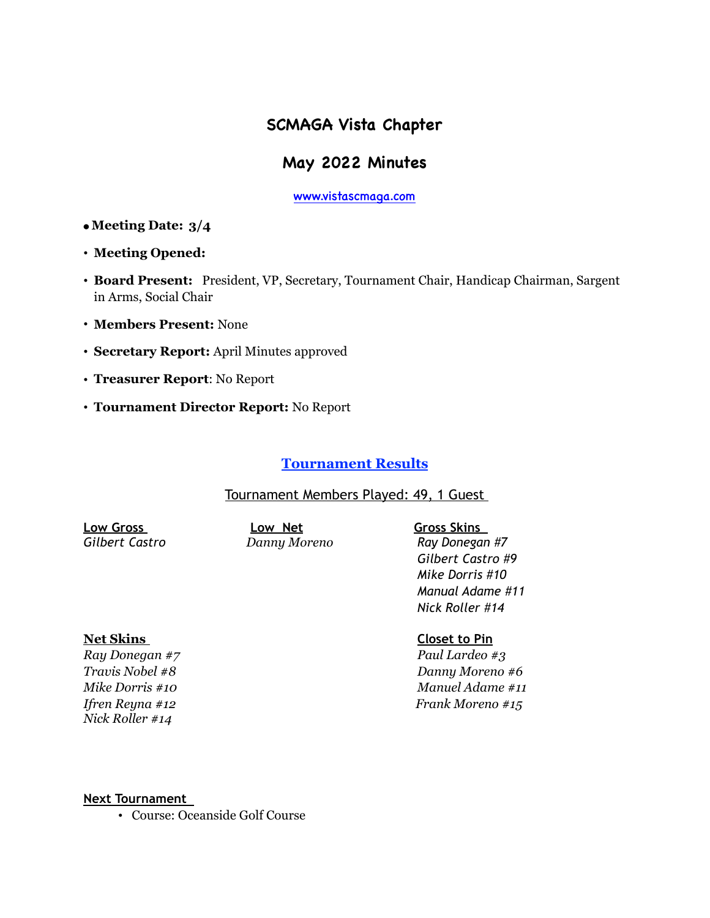# SCMAGA Vista Chapter

## May 2022 Minutes

[www.vistascmaga.com](http://www.vistascmaga.com)

- **Meeting Date: 3/4**
- **Meeting Opened:**
- **Board Present:** President, VP, Secretary, Tournament Chair, Handicap Chairman, Sargent in Arms, Social Chair
- **Members Present:** None
- **Secretary Report:** April Minutes approved
- **Treasurer Report**: No Report
- **Tournament Director Report:** No Report

## Tournament Results

Tournament Members Played: 49, 1 Guest

**Low Gross**
*Gilbert Castro*

**Low Net**
*Danny Moreno*

**Gross Skins**
*Ray Donegan #7*
*Gilbert Castro #9*
*Mike Dorris #10*
*Manual Adame #11*
*Nick Roller #14*

**Net Skins**
*Ray Donegan #7*
*Travis Nobel #8*
*Mike Dorris #10*
*Ifren Reyna #12*
*Nick Roller #14*

**Closet to Pin**
*Paul Lardeo #3*
*Danny Moreno #6*
*Manuel Adame #11*
*Frank Moreno #15*

**Next Tournament**

- Course: Oceanside Golf Course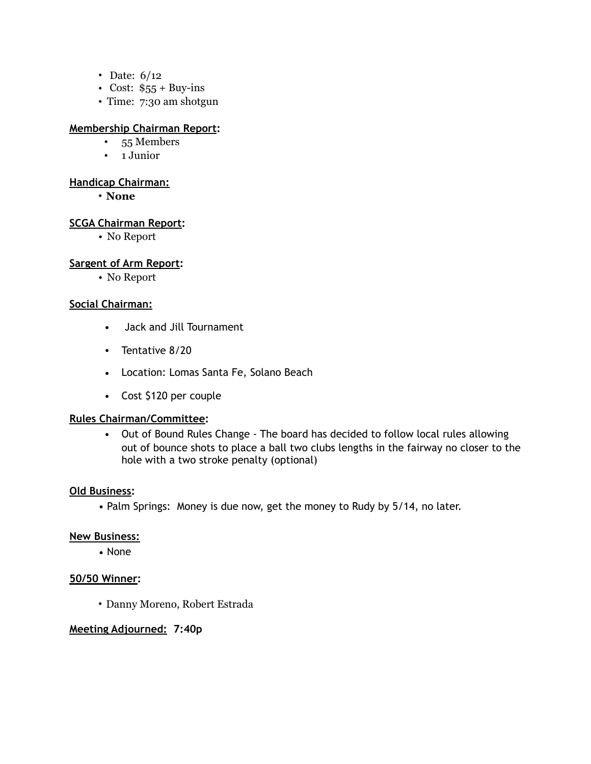- Date: 6/12
- Cost: $55 + Buy-ins
- Time: 7:30 am shotgun

**Membership Chairman Report:**

- 55 Members
- 1 Junior

**Handicap Chairman:**

- **None**

**SCGA Chairman Report:**

- No Report

**Sargent of Arm Report:**

- No Report

**Social Chairman:**

- Jack and Jill Tournament
- Tentative 8/20
- Location: Lomas Santa Fe, Solano Beach
- Cost $120 per couple

**Rules Chairman/Committee:**

- Out of Bound Rules Change - The board has decided to follow local rules allowing out of bounce shots to place a ball two clubs lengths in the fairway no closer to the hole with a two stroke penalty (optional)

**Old Business:**

- Palm Springs: Money is due now, get the money to Rudy by 5/14, no later.

**New Business:**

- None

**50/50 Winner:**

- Danny Moreno, Robert Estrada

**Meeting Adjourned: 7:40p**